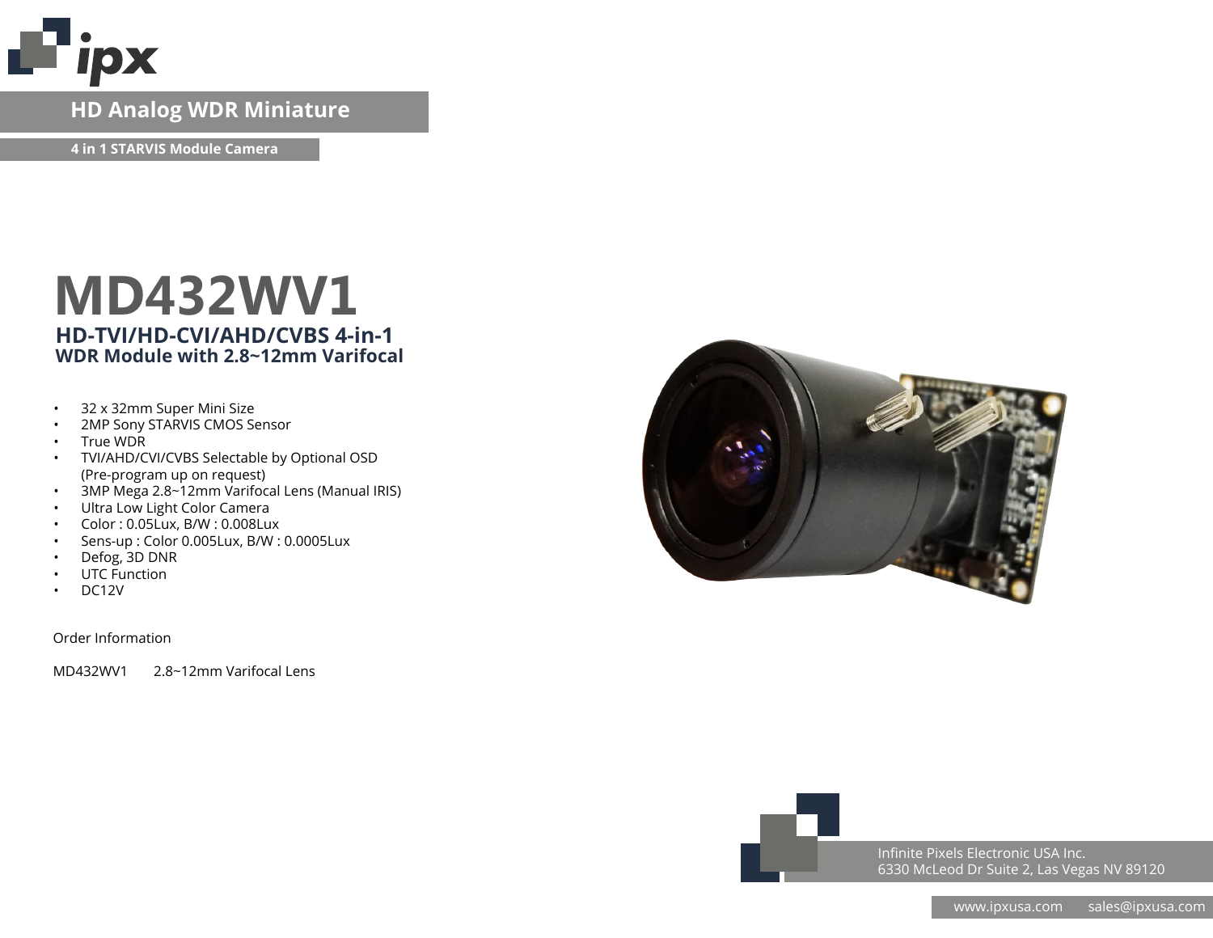ipx

HD Analog WDR Miniature

4 in 1 STARVIS Module Camera

# MD432WV1

## HD-TVI/HD-CVI/AHD/CVBS 4-in-1 WDR Module with 2.8~12mm Varifocal

- 32 x 32mm Super Mini Size
- 2MP Sony STARVIS CMOS Sensor
- True WDR
- TVI/AHD/CVI/CVBS Selectable by Optional OSD (Pre-program up on request)
- 3MP Mega 2.8~12mm Varifocal Lens (Manual IRIS)
- Ultra Low Light Color Camera
- Color : 0.05Lux, B/W : 0.008Lux
- Sens-up : Color 0.005Lux, B/W : 0.0005Lux
- Defog, 3D DNR
- UTC Function
- DC12V

Order Information

MD432WV1 2.8~12mm Varifocal Lens

Infinite Pixels Electronic USA Inc.
6330 McLeod Dr Suite 2, Las Vegas NV 89120

www.ipxusa.com sales@ipxusa.com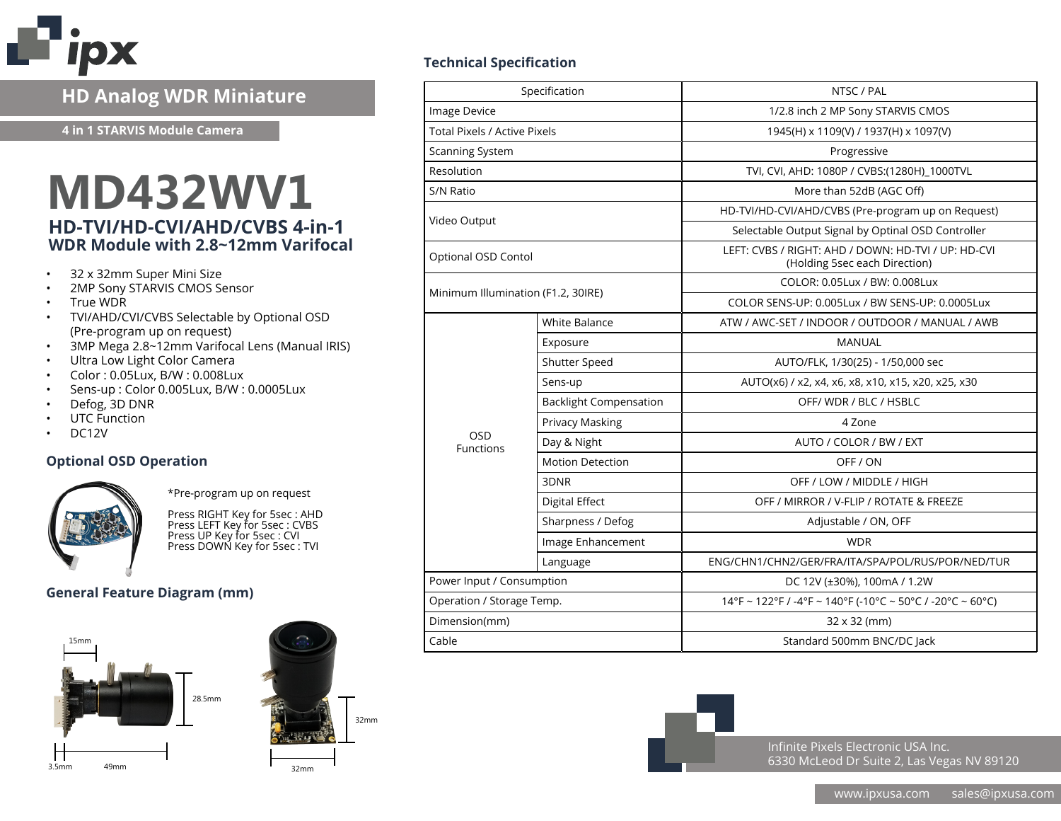# HD Analog WDR Miniature

**4 in 1 STARVIS Module Camera**

# MD432WV1

## HD-TVI/HD-CVI/AHD/CVBS 4-in-1 WDR Module with 2.8~12mm Varifocal

- 32 x 32mm Super Mini Size
- 2MP Sony STARVIS CMOS Sensor
- True WDR
- TVI/AHD/CVI/CVBS Selectable by Optional OSD (Pre-program up on request)
- 3MP Mega 2.8~12mm Varifocal Lens (Manual IRIS)
- Ultra Low Light Color Camera
- Color : 0.05Lux, B/W : 0.008Lux
- Sens-up : Color 0.005Lux, B/W : 0.0005Lux
- Defog, 3D DNR
- UTC Function
- DC12V

### Optional OSD Operation

*Pre-program up on request

Press RIGHT Key for 5sec : AHD
Press LEFT Key for 5sec : CVBS
Press UP Key for 5sec : CVI
Press DOWN Key for 5sec : TVI

### General Feature Diagram (mm)

15mm
28.5mm
3.5mm
49mm
32mm
32mm

### Technical Specification

| Specification | | NTSC / PAL |
|---|---|---|
| Image Device | | 1/2.8 inch 2 MP Sony STARVIS CMOS |
| Total Pixels / Active Pixels | | 1945(H) x 1109(V) / 1937(H) x 1097(V) |
| Scanning System | | Progressive |
| Resolution | | TVI, CVI, AHD: 1080P / CVBS:(1280H)_1000TVL |
| S/N Ratio | | More than 52dB (AGC Off) |
| Video Output | | HD-TVI/HD-CVI/AHD/CVBS (Pre-program up on Request) |
| | | Selectable Output Signal by Optinal OSD Controller |
| Optional OSD Contol | | LEFT: CVBS / RIGHT: AHD / DOWN: HD-TVI / UP: HD-CVI (Holding 5sec each Direction) |
| Minimum Illumination (F1.2, 30IRE) | | COLOR: 0.05Lux / BW: 0.008Lux |
| | | COLOR SENS-UP: 0.005Lux / BW SENS-UP: 0.0005Lux |
| OSD Functions | White Balance | ATW / AWC-SET / INDOOR / OUTDOOR / MANUAL / AWB |
| | Exposure | MANUAL |
| | Shutter Speed | AUTO/FLK, 1/30(25) - 1/50,000 sec |
| | Sens-up | AUTO(x6) / x2, x4, x6, x8, x10, x15, x20, x25, x30 |
| | Backlight Compensation | OFF/ WDR / BLC / HSBLC |
| | Privacy Masking | 4 Zone |
| | Day & Night | AUTO / COLOR / BW / EXT |
| | Motion Detection | OFF / ON |
| | 3DNR | OFF / LOW / MIDDLE / HIGH |
| | Digital Effect | OFF / MIRROR / V-FLIP / ROTATE & FREEZE |
| | Sharpness / Defog | Adjustable / ON, OFF |
| | Image Enhancement | WDR |
| | Language | ENG/CHN1/CHN2/GER/FRA/ITA/SPA/POL/RUS/POR/NED/TUR |
| Power Input / Consumption | | DC 12V (±30%), 100mA / 1.2W |
| Operation / Storage Temp. | | 14°F ~ 122°F / -4°F ~ 140°F (-10°C ~ 50°C / -20°C ~ 60°C) |
| Dimension(mm) | | 32 x 32 (mm) |
| Cable | | Standard 500mm BNC/DC Jack |

Infinite Pixels Electronic USA Inc.
6330 McLeod Dr Suite 2, Las Vegas NV 89120

www.ipxusa.com sales@ipxusa.com